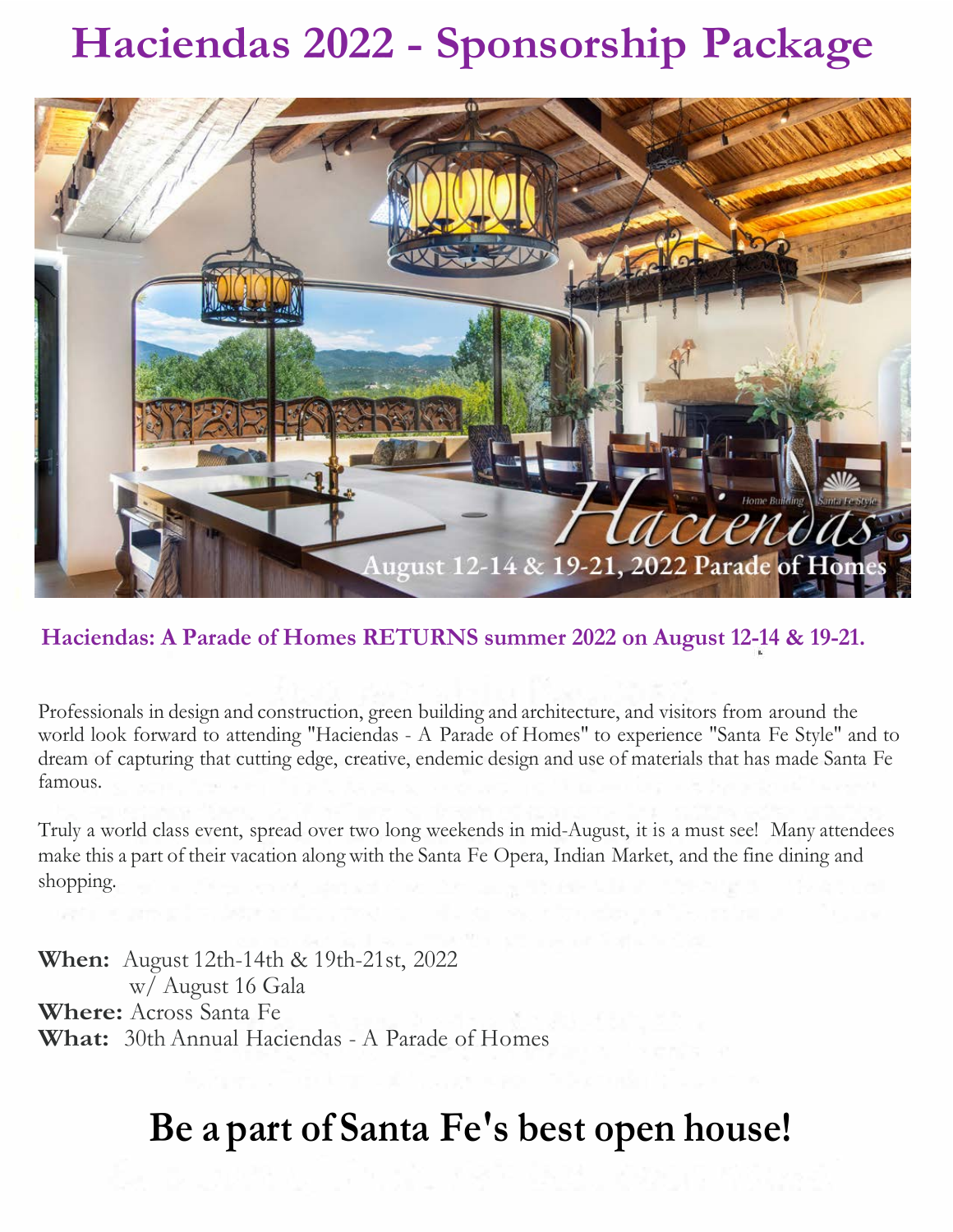# Haciendas 2022 - Sponsorship Package

**Haciendas: A Parade of Homes RETURNS summer 2022 on August 12-14 & 19-21.**

Professionals in design and construction, green building and architecture, and visitors from around the world look forward to attending "Haciendas - A Parade of Homes" to experience "Santa Fe Style" and to dream of capturing that cutting edge, creative, endemic design and use of materials that has made Santa Fe famous.

Truly a world class event, spread over two long weekends in mid-August, it is a must see! Many attendees make this a part of their vacation along with the Santa Fe Opera, Indian Market, and the fine dining and shopping.

**When:** August 12th-14th & 19th-21st, 2022
w/ August 16 Gala
**Where:** Across Santa Fe
**What:** 30th Annual Haciendas - A Parade of Homes

## Be a part of Santa Fe's best open house!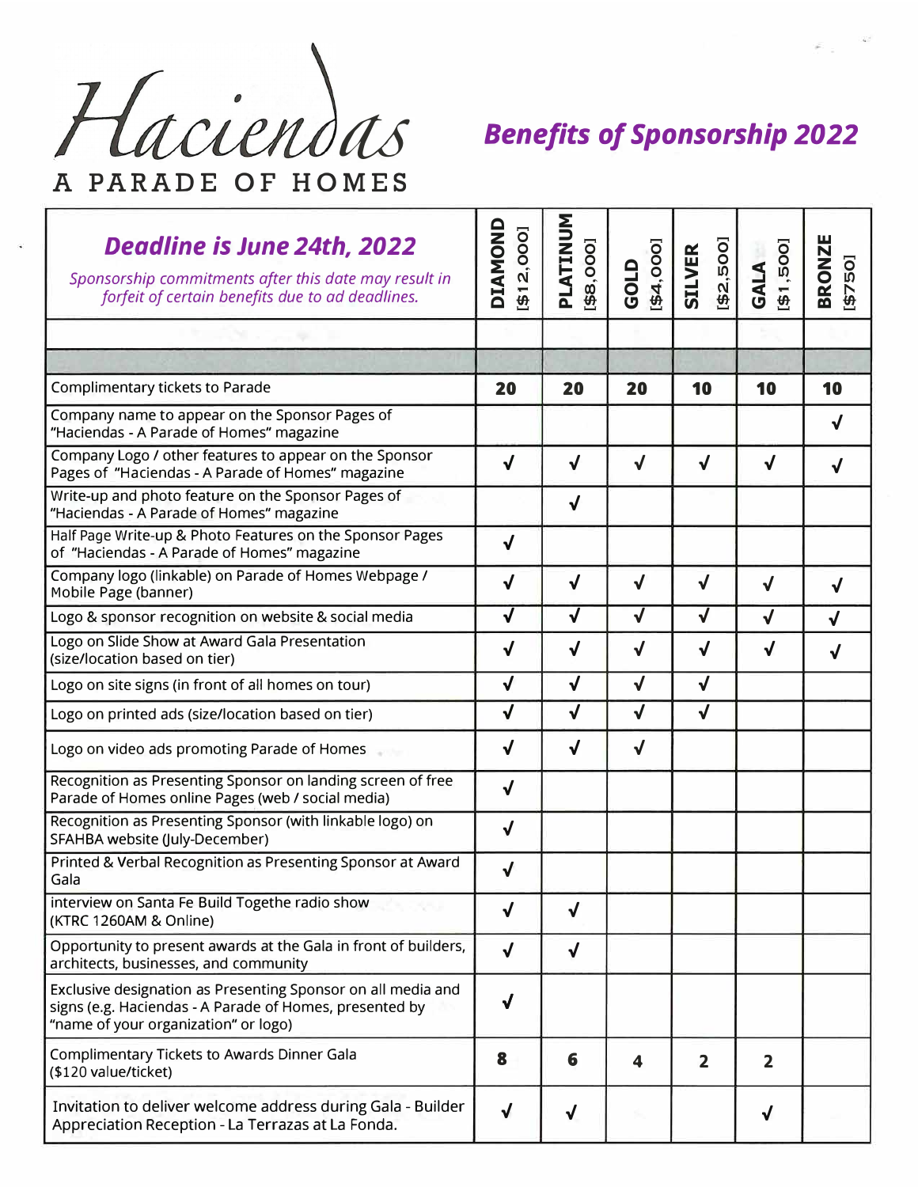# Haciendas

## A PARADE OF HOMES

## Benefits of Sponsorship 2022

| ***Deadline is June 24th, 2022*** *Sponsorship commitments after this date may result in forfeit of certain benefits due to ad deadlines.* | **DIAMOND** [$12,000] | **PLATINUM** [$8,000] | **GOLD** [$4,000] | **SILVER** [$2,500] | **GALA** [$1,500] | **BRONZE** [$750] |
|---|---|---|---|---|---|---|
| | | | | | | |
| | | | | | | |
| Complimentary tickets to Parade | **20** | **20** | **20** | **10** | **10** | **10** |
| Company name to appear on the Sponsor Pages of "Haciendas - A Parade of Homes" magazine | | | | | | √ |
| Company Logo / other features to appear on the Sponsor Pages of "Haciendas - A Parade of Homes" magazine | √ | √ | √ | √ | √ | √ |
| Write-up and photo feature on the Sponsor Pages of "Haciendas - A Parade of Homes" magazine | | √ | | | | |
| Half Page Write-up & Photo Features on the Sponsor Pages of "Haciendas - A Parade of Homes" magazine | √ | | | | | |
| Company logo (linkable) on Parade of Homes Webpage / Mobile Page (banner) | √ | √ | √ | √ | √ | √ |
| Logo & sponsor recognition on website & social media | √ | √ | √ | √ | √ | √ |
| Logo on Slide Show at Award Gala Presentation (size/location based on tier) | √ | √ | √ | √ | √ | √ |
| Logo on site signs (in front of all homes on tour) | √ | √ | √ | √ | | |
| Logo on printed ads (size/location based on tier) | √ | √ | √ | √ | | |
| Logo on video ads promoting Parade of Homes | √ | √ | √ | | | |
| Recognition as Presenting Sponsor on landing screen of free Parade of Homes online Pages (web / social media) | √ | | | | | |
| Recognition as Presenting Sponsor (with linkable logo) on SFAHBA website (July-December) | √ | | | | | |
| Printed & Verbal Recognition as Presenting Sponsor at Award Gala | √ | | | | | |
| interview on Santa Fe Build Togethe radio show (KTRC 1260AM & Online) | √ | √ | | | | |
| Opportunity to present awards at the Gala in front of builders, architects, businesses, and community | √ | √ | | | | |
| Exclusive designation as Presenting Sponsor on all media and signs (e.g. Haciendas - A Parade of Homes, presented by "name of your organization" or logo) | √ | | | | | |
| Complimentary Tickets to Awards Dinner Gala ($120 value/ticket) | **8** | **6** | **4** | **2** | **2** | |
| Invitation to deliver welcome address during Gala - Builder Appreciation Reception - La Terrazas at La Fonda. | √ | √ | | | √ | |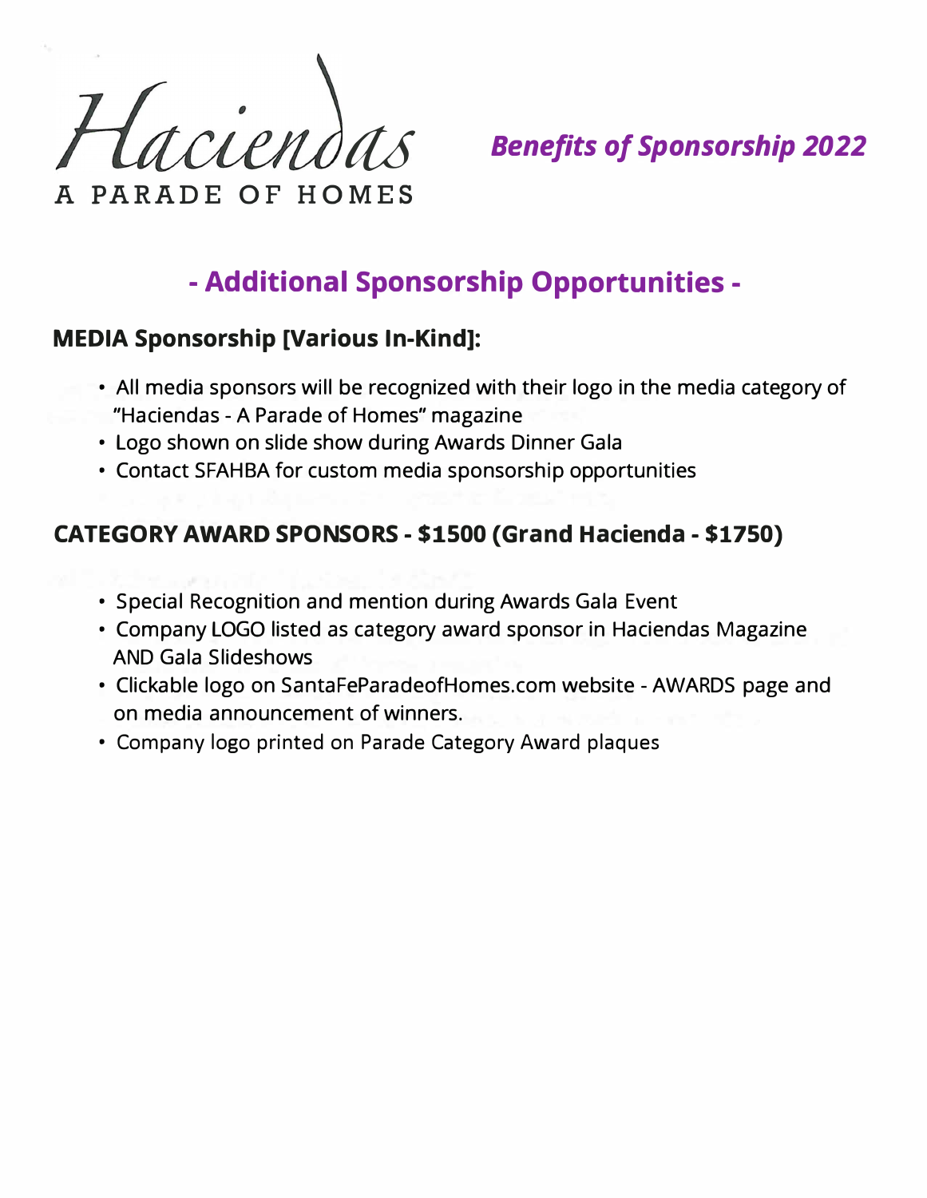Haciendas

A PARADE OF HOMES

***Benefits of Sponsorship 2022***

## - Additional Sponsorship Opportunities -

### MEDIA Sponsorship [Various In-Kind]:

- All media sponsors will be recognized with their logo in the media category of "Haciendas - A Parade of Homes" magazine
- Logo shown on slide show during Awards Dinner Gala
- Contact SFAHBA for custom media sponsorship opportunities

### CATEGORY AWARD SPONSORS - $1500 (Grand Hacienda - $1750)

- Special Recognition and mention during Awards Gala Event
- Company LOGO listed as category award sponsor in Haciendas Magazine AND Gala Slideshows
- Clickable logo on SantaFeParadeofHomes.com website - AWARDS page and on media announcement of winners.
- Company logo printed on Parade Category Award plaques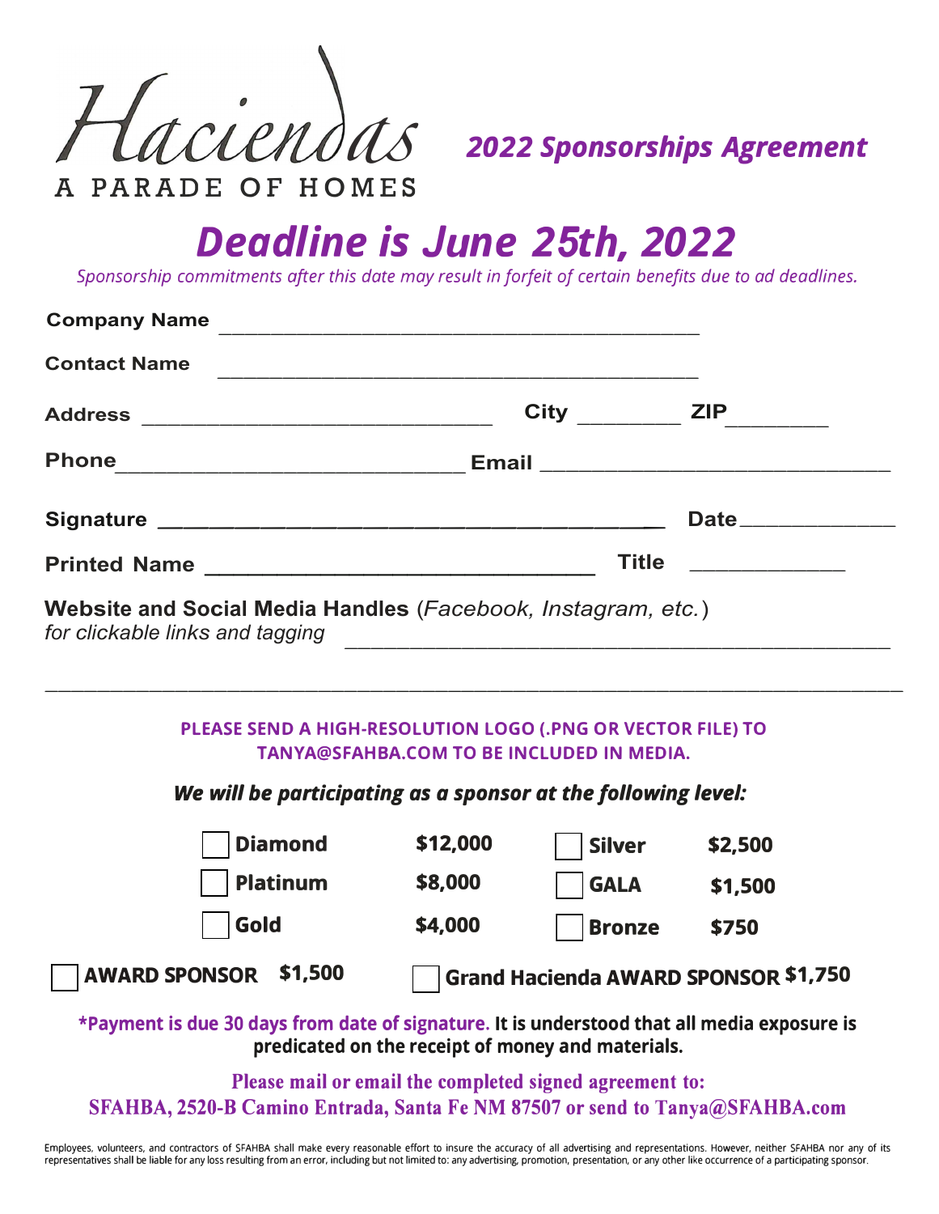# Haciendas

A PARADE OF HOMES

***2022 Sponsorships Agreement***

# *Deadline is June 25th, 2022*

*Sponsorship commitments after this date may result in forfeit of certain benefits due to ad deadlines.*

**Company Name** ________________________________________

**Contact Name** ________________________________________

**Address** ______________________________ **City** ________ **ZIP** ________

**Phone** ______________________________ **Email** ______________________________

**Signature** ________________________________________ **Date** ____________

**Printed Name** ______________________________ **Title** ____________

**Website and Social Media Handles** (*Facebook, Instagram, etc.*)
*for clickable links and tagging* ______________________________________________

_______________________________________________________________________________

**PLEASE SEND A HIGH-RESOLUTION LOGO (.PNG OR VECTOR FILE) TO TANYA@SFAHBA.COM TO BE INCLUDED IN MEDIA.**

***We will be participating as a sponsor at the following level:***

| | | | |
|---|---|---|---|
| ☐ **Diamond** | **$12,000** | ☐ **Silver** | **$2,500** |
| ☐ **Platinum** | **$8,000** | ☐ **GALA** | **$1,500** |
| ☐ **Gold** | **$4,000** | ☐ **Bronze** | **$750** |

☐ **AWARD SPONSOR $1,500**  ☐ **Grand Hacienda AWARD SPONSOR $1,750**

**\*Payment is due 30 days from date of signature. It is understood that all media exposure is predicated on the receipt of money and materials.**

**Please mail or email the completed signed agreement to:**
**SFAHBA, 2520-B Camino Entrada, Santa Fe NM 87507 or send to Tanya@SFAHBA.com**

Employees, volunteers, and contractors of SFAHBA shall make every reasonable effort to insure the accuracy of all advertising and representations. However, neither SFAHBA nor any of its representatives shall be liable for any loss resulting from an error, including but not limited to: any advertising, promotion, presentation, or any other like occurrence of a participating sponsor.